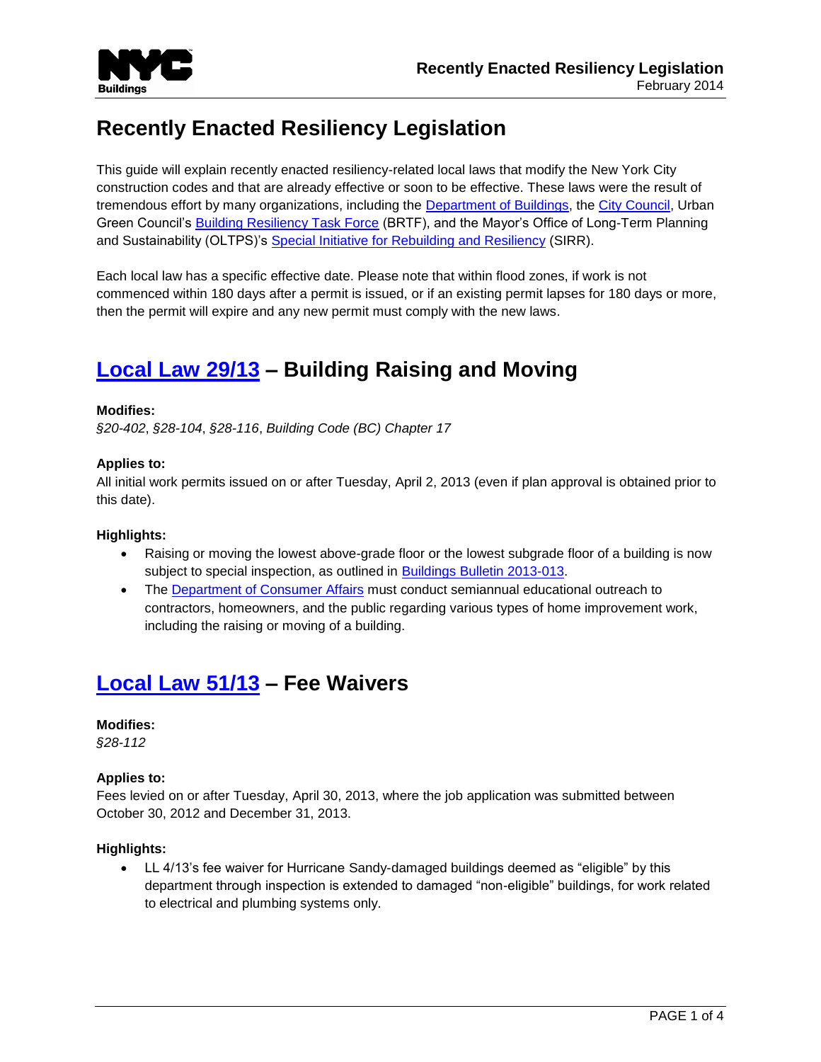# Recently Enacted Resiliency Legislation

This guide will explain recently enacted resiliency-related local laws that modify the New York City construction codes and that are already effective or soon to be effective. These laws were the result of tremendous effort by many organizations, including the Department of Buildings, the City Council, Urban Green Council's Building Resiliency Task Force (BRTF), and the Mayor's Office of Long-Term Planning and Sustainability (OLTPS)'s Special Initiative for Rebuilding and Resiliency (SIRR).

Each local law has a specific effective date. Please note that within flood zones, if work is not commenced within 180 days after a permit is issued, or if an existing permit lapses for 180 days or more, then the permit will expire and any new permit must comply with the new laws.

## Local Law 29/13 – Building Raising and Moving

**Modifies:**
*§20-402*, *§28-104*, *§28-116*, *Building Code (BC) Chapter 17*

**Applies to:**
All initial work permits issued on or after Tuesday, April 2, 2013 (even if plan approval is obtained prior to this date).

**Highlights:**

- Raising or moving the lowest above-grade floor or the lowest subgrade floor of a building is now subject to special inspection, as outlined in Buildings Bulletin 2013-013.
- The Department of Consumer Affairs must conduct semiannual educational outreach to contractors, homeowners, and the public regarding various types of home improvement work, including the raising or moving of a building.

## Local Law 51/13 – Fee Waivers

**Modifies:**
*§28-112*

**Applies to:**
Fees levied on or after Tuesday, April 30, 2013, where the job application was submitted between October 30, 2012 and December 31, 2013.

**Highlights:**

- LL 4/13's fee waiver for Hurricane Sandy-damaged buildings deemed as "eligible" by this department through inspection is extended to damaged "non-eligible" buildings, for work related to electrical and plumbing systems only.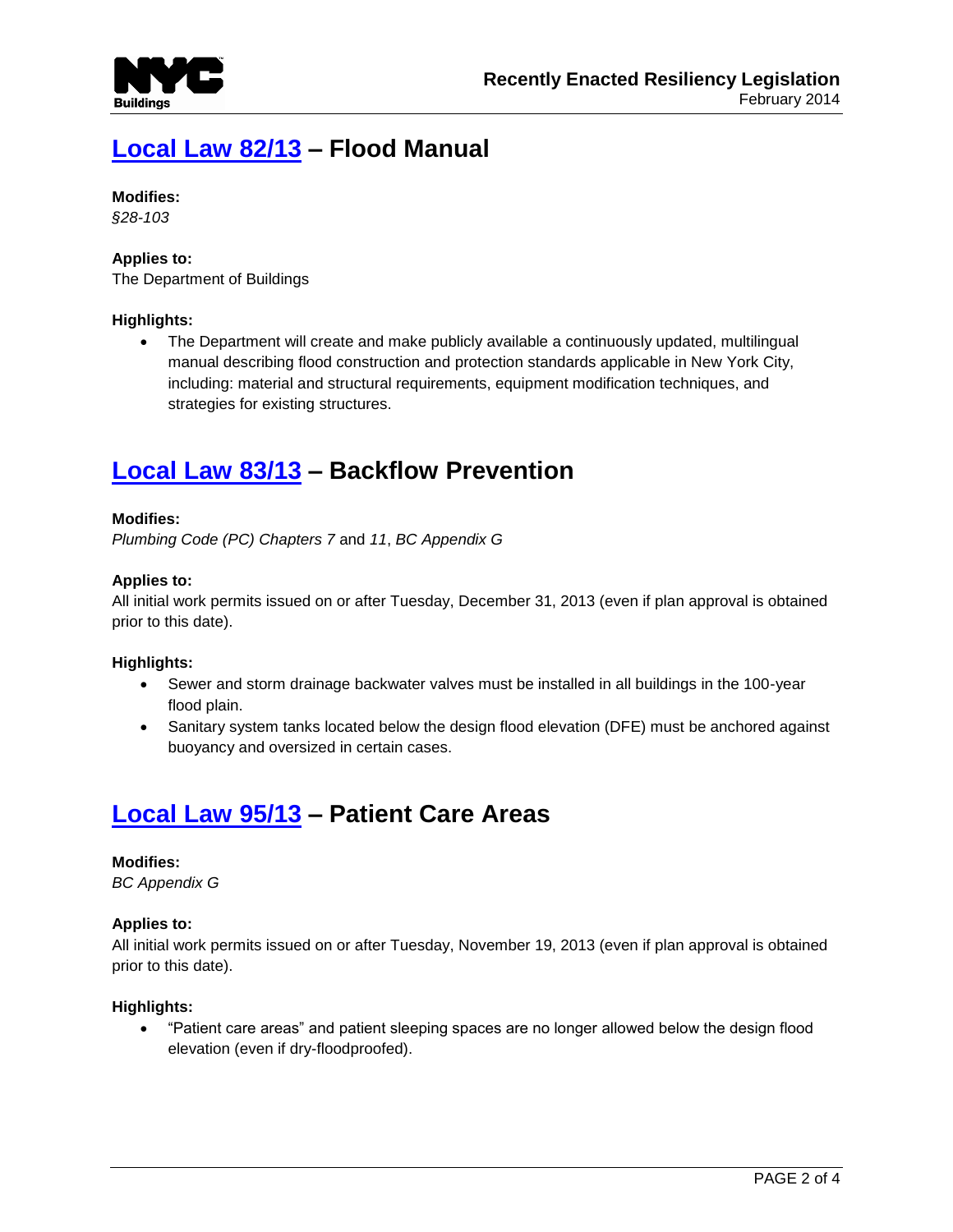## Local Law 82/13 – Flood Manual

**Modifies:**
*§28-103*

**Applies to:**
The Department of Buildings

**Highlights:**

- The Department will create and make publicly available a continuously updated, multilingual manual describing flood construction and protection standards applicable in New York City, including: material and structural requirements, equipment modification techniques, and strategies for existing structures.

## Local Law 83/13 – Backflow Prevention

**Modifies:**
*Plumbing Code (PC) Chapters 7* and *11*, *BC Appendix G*

**Applies to:**
All initial work permits issued on or after Tuesday, December 31, 2013 (even if plan approval is obtained prior to this date).

**Highlights:**

- Sewer and storm drainage backwater valves must be installed in all buildings in the 100-year flood plain.
- Sanitary system tanks located below the design flood elevation (DFE) must be anchored against buoyancy and oversized in certain cases.

## Local Law 95/13 – Patient Care Areas

**Modifies:**
*BC Appendix G*

**Applies to:**
All initial work permits issued on or after Tuesday, November 19, 2013 (even if plan approval is obtained prior to this date).

**Highlights:**

- "Patient care areas" and patient sleeping spaces are no longer allowed below the design flood elevation (even if dry-floodproofed).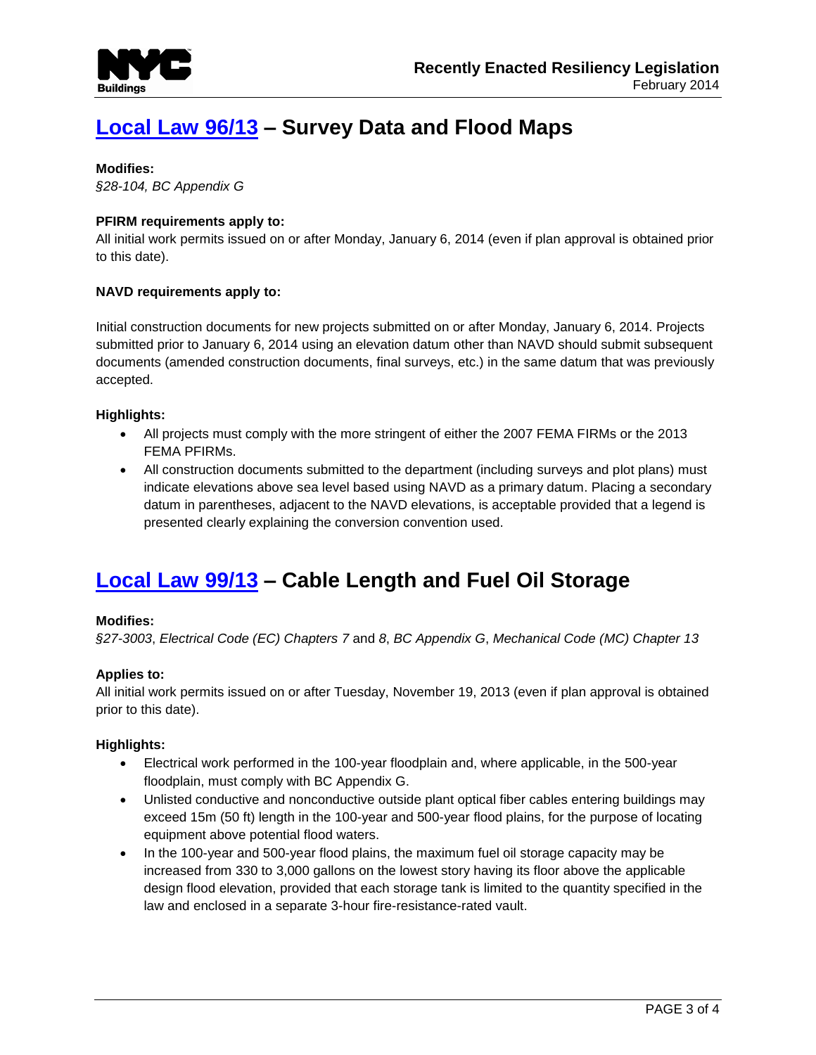## Local Law 96/13 – Survey Data and Flood Maps

**Modifies:**
*§28-104, BC Appendix G*

**PFIRM requirements apply to:**
All initial work permits issued on or after Monday, January 6, 2014 (even if plan approval is obtained prior to this date).

**NAVD requirements apply to:**

Initial construction documents for new projects submitted on or after Monday, January 6, 2014. Projects submitted prior to January 6, 2014 using an elevation datum other than NAVD should submit subsequent documents (amended construction documents, final surveys, etc.) in the same datum that was previously accepted.

**Highlights:**

- All projects must comply with the more stringent of either the 2007 FEMA FIRMs or the 2013 FEMA PFIRMs.
- All construction documents submitted to the department (including surveys and plot plans) must indicate elevations above sea level based using NAVD as a primary datum. Placing a secondary datum in parentheses, adjacent to the NAVD elevations, is acceptable provided that a legend is presented clearly explaining the conversion convention used.

## Local Law 99/13 – Cable Length and Fuel Oil Storage

**Modifies:**
*§27-3003*, *Electrical Code (EC) Chapters 7* and *8*, *BC Appendix G*, *Mechanical Code (MC) Chapter 13*

**Applies to:**
All initial work permits issued on or after Tuesday, November 19, 2013 (even if plan approval is obtained prior to this date).

**Highlights:**

- Electrical work performed in the 100-year floodplain and, where applicable, in the 500-year floodplain, must comply with BC Appendix G.
- Unlisted conductive and nonconductive outside plant optical fiber cables entering buildings may exceed 15m (50 ft) length in the 100-year and 500-year flood plains, for the purpose of locating equipment above potential flood waters.
- In the 100-year and 500-year flood plains, the maximum fuel oil storage capacity may be increased from 330 to 3,000 gallons on the lowest story having its floor above the applicable design flood elevation, provided that each storage tank is limited to the quantity specified in the law and enclosed in a separate 3-hour fire-resistance-rated vault.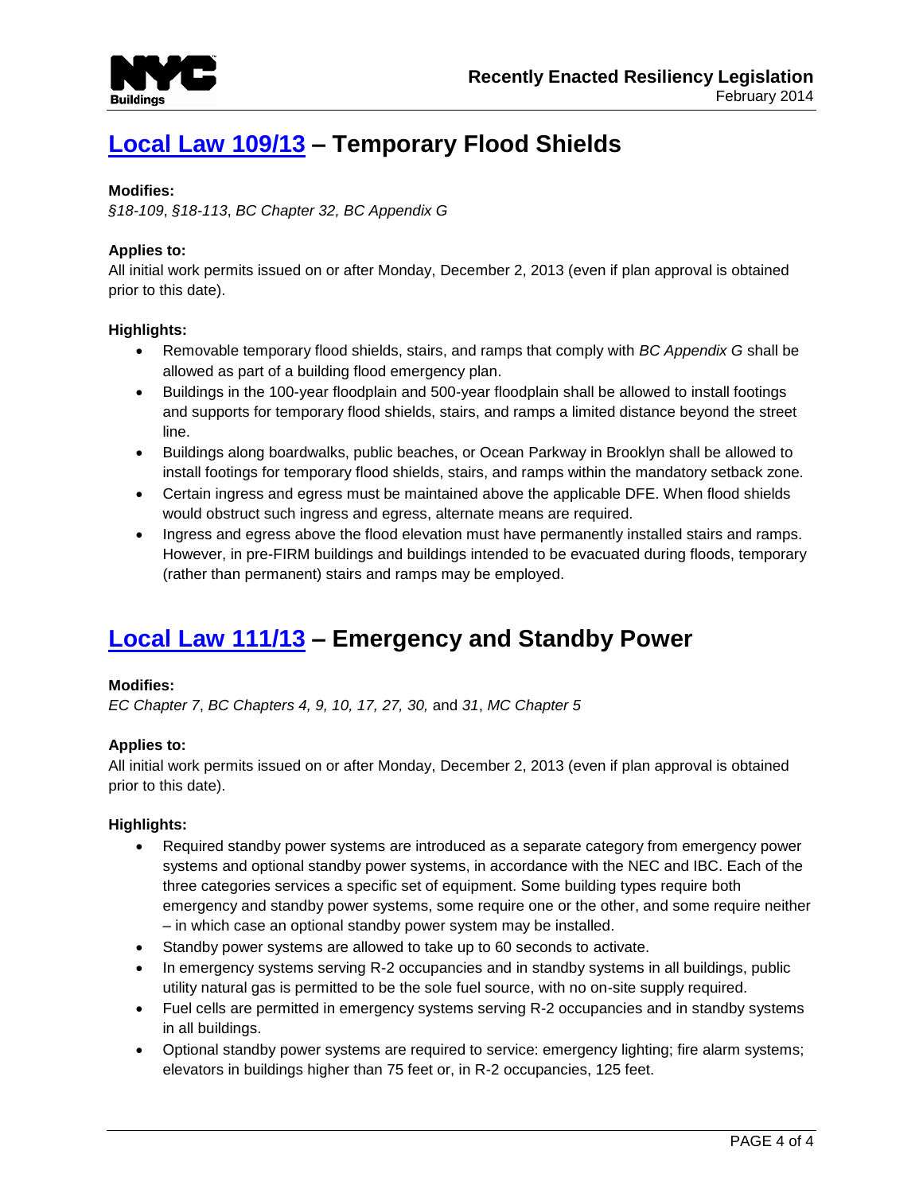## Local Law 109/13 – Temporary Flood Shields

**Modifies:**
*§18-109*, *§18-113*, *BC Chapter 32, BC Appendix G*

**Applies to:**
All initial work permits issued on or after Monday, December 2, 2013 (even if plan approval is obtained prior to this date).

**Highlights:**

- Removable temporary flood shields, stairs, and ramps that comply with *BC Appendix G* shall be allowed as part of a building flood emergency plan.
- Buildings in the 100-year floodplain and 500-year floodplain shall be allowed to install footings and supports for temporary flood shields, stairs, and ramps a limited distance beyond the street line.
- Buildings along boardwalks, public beaches, or Ocean Parkway in Brooklyn shall be allowed to install footings for temporary flood shields, stairs, and ramps within the mandatory setback zone.
- Certain ingress and egress must be maintained above the applicable DFE. When flood shields would obstruct such ingress and egress, alternate means are required.
- Ingress and egress above the flood elevation must have permanently installed stairs and ramps. However, in pre-FIRM buildings and buildings intended to be evacuated during floods, temporary (rather than permanent) stairs and ramps may be employed.

## Local Law 111/13 – Emergency and Standby Power

**Modifies:**
*EC Chapter 7*, *BC Chapters 4, 9, 10, 17, 27, 30,* and *31*, *MC Chapter 5*

**Applies to:**
All initial work permits issued on or after Monday, December 2, 2013 (even if plan approval is obtained prior to this date).

**Highlights:**

- Required standby power systems are introduced as a separate category from emergency power systems and optional standby power systems, in accordance with the NEC and IBC. Each of the three categories services a specific set of equipment. Some building types require both emergency and standby power systems, some require one or the other, and some require neither – in which case an optional standby power system may be installed.
- Standby power systems are allowed to take up to 60 seconds to activate.
- In emergency systems serving R-2 occupancies and in standby systems in all buildings, public utility natural gas is permitted to be the sole fuel source, with no on-site supply required.
- Fuel cells are permitted in emergency systems serving R-2 occupancies and in standby systems in all buildings.
- Optional standby power systems are required to service: emergency lighting; fire alarm systems; elevators in buildings higher than 75 feet or, in R-2 occupancies, 125 feet.